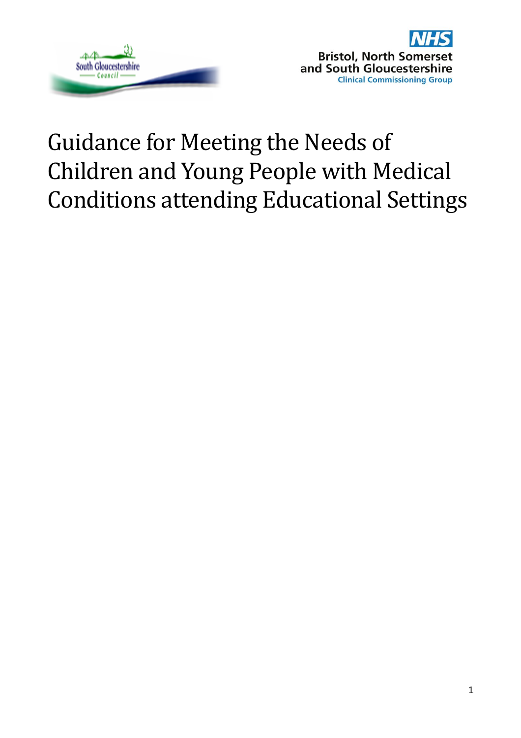South Gloucestershire Council

NHS
Bristol, North Somerset and South Gloucestershire
Clinical Commissioning Group

# Guidance for Meeting the Needs of Children and Young People with Medical Conditions attending Educational Settings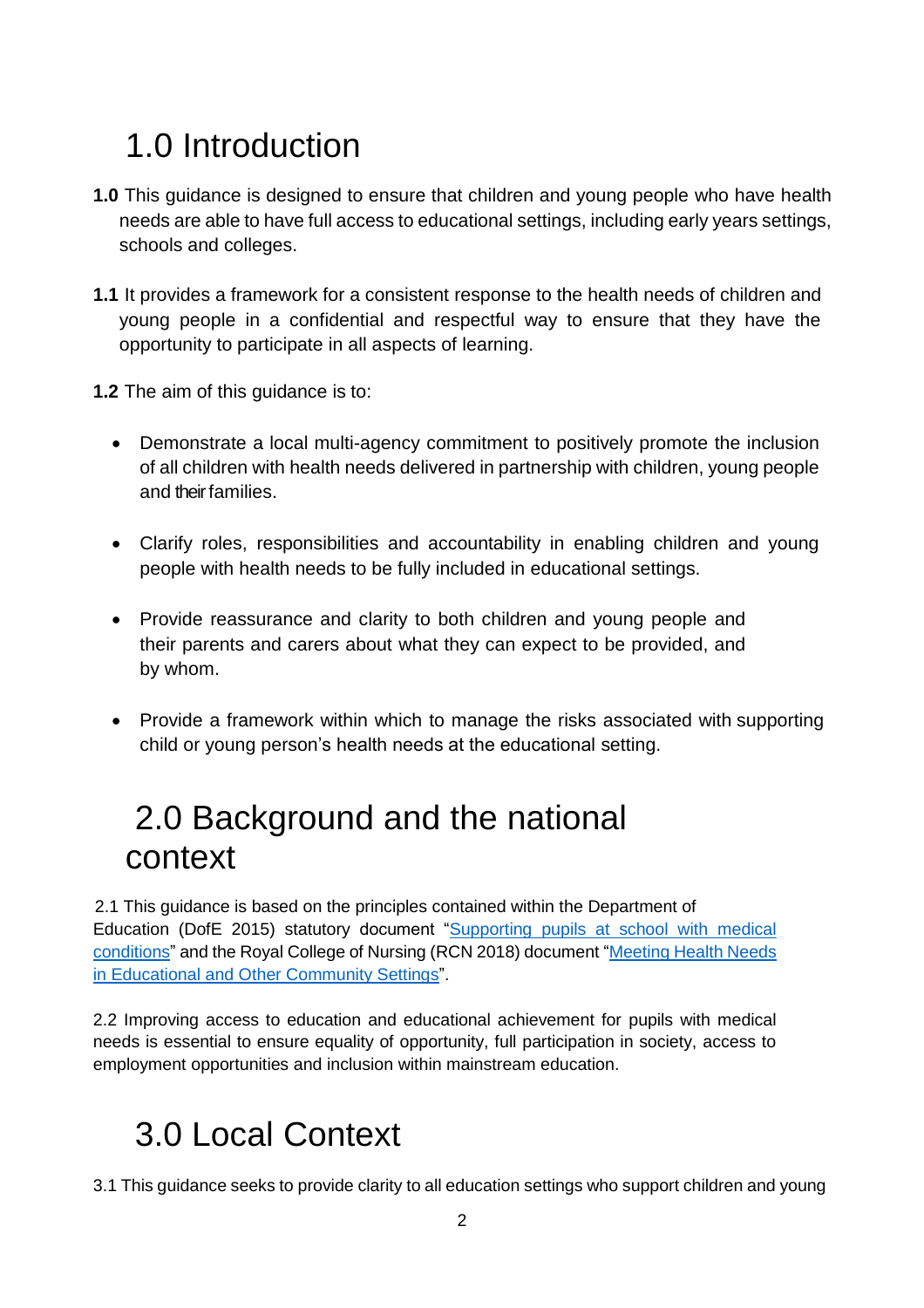# 1.0 Introduction

**1.0** This guidance is designed to ensure that children and young people who have health needs are able to have full access to educational settings, including early years settings, schools and colleges.

**1.1** It provides a framework for a consistent response to the health needs of children and young people in a confidential and respectful way to ensure that they have the opportunity to participate in all aspects of learning.

**1.2** The aim of this guidance is to:

- Demonstrate a local multi-agency commitment to positively promote the inclusion of all children with health needs delivered in partnership with children, young people and their families.
- Clarify roles, responsibilities and accountability in enabling children and young people with health needs to be fully included in educational settings.
- Provide reassurance and clarity to both children and young people and their parents and carers about what they can expect to be provided, and by whom.
- Provide a framework within which to manage the risks associated with supporting child or young person's health needs at the educational setting.

# 2.0 Background and the national context

2.1 This guidance is based on the principles contained within the Department of Education (DofE 2015) statutory document "[Supporting pupils at school with medical conditions]()" and the Royal College of Nursing (RCN 2018) document "[Meeting Health Needs in Educational and Other Community Settings]()".

2.2 Improving access to education and educational achievement for pupils with medical needs is essential to ensure equality of opportunity, full participation in society, access to employment opportunities and inclusion within mainstream education.

# 3.0 Local Context

3.1 This guidance seeks to provide clarity to all education settings who support children and young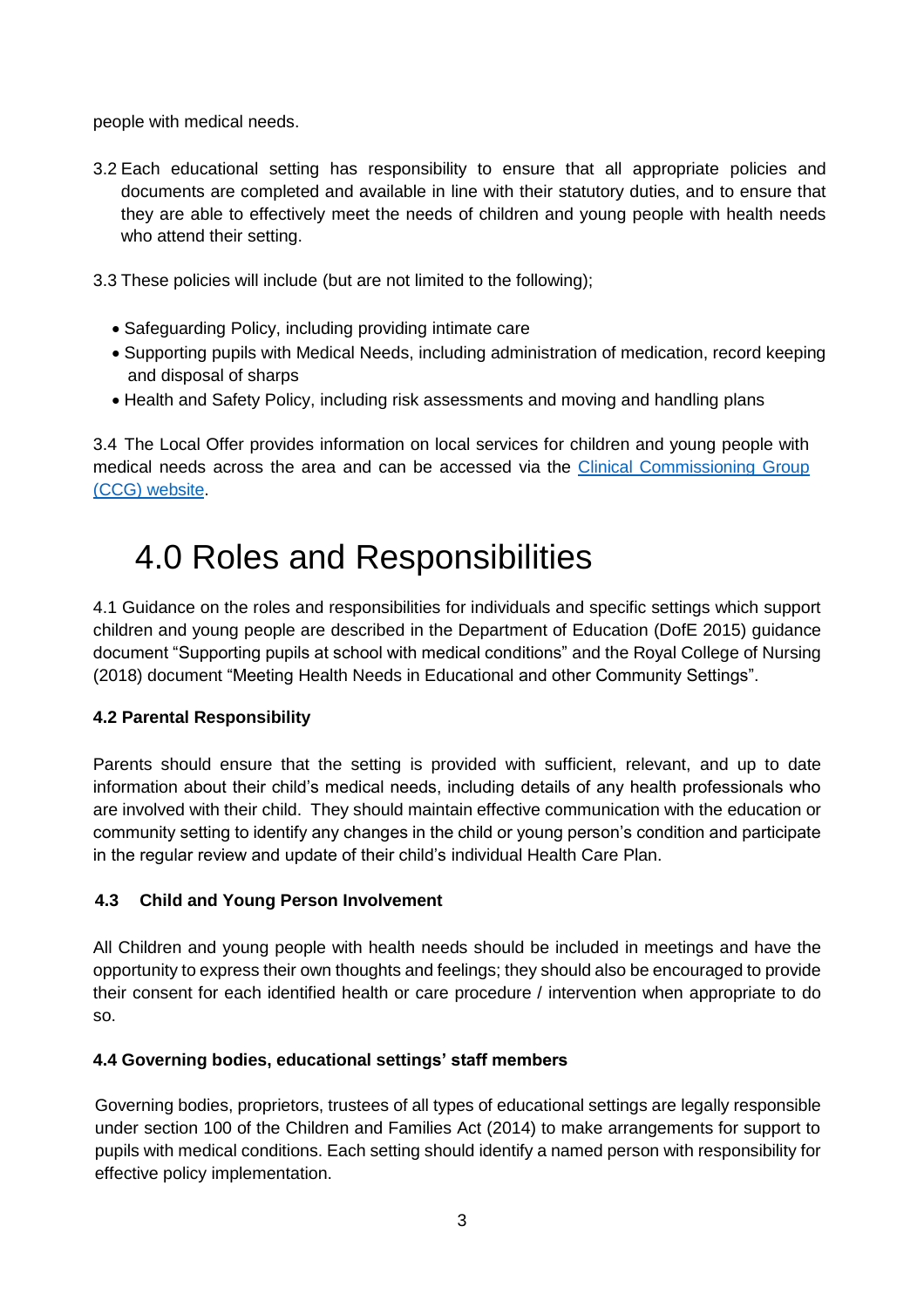people with medical needs.

3.2 Each educational setting has responsibility to ensure that all appropriate policies and documents are completed and available in line with their statutory duties, and to ensure that they are able to effectively meet the needs of children and young people with health needs who attend their setting.

3.3 These policies will include (but are not limited to the following);

- Safeguarding Policy, including providing intimate care
- Supporting pupils with Medical Needs, including administration of medication, record keeping and disposal of sharps
- Health and Safety Policy, including risk assessments and moving and handling plans

3.4 The Local Offer provides information on local services for children and young people with medical needs across the area and can be accessed via the [Clinical Commissioning Group (CCG) website].

# 4.0 Roles and Responsibilities

4.1 Guidance on the roles and responsibilities for individuals and specific settings which support children and young people are described in the Department of Education (DofE 2015) guidance document "Supporting pupils at school with medical conditions" and the Royal College of Nursing (2018) document "Meeting Health Needs in Educational and other Community Settings".

**4.2 Parental Responsibility**

Parents should ensure that the setting is provided with sufficient, relevant, and up to date information about their child's medical needs, including details of any health professionals who are involved with their child. They should maintain effective communication with the education or community setting to identify any changes in the child or young person's condition and participate in the regular review and update of their child's individual Health Care Plan.

**4.3 Child and Young Person Involvement**

All Children and young people with health needs should be included in meetings and have the opportunity to express their own thoughts and feelings; they should also be encouraged to provide their consent for each identified health or care procedure / intervention when appropriate to do so.

**4.4 Governing bodies, educational settings' staff members**

Governing bodies, proprietors, trustees of all types of educational settings are legally responsible under section 100 of the Children and Families Act (2014) to make arrangements for support to pupils with medical conditions. Each setting should identify a named person with responsibility for effective policy implementation.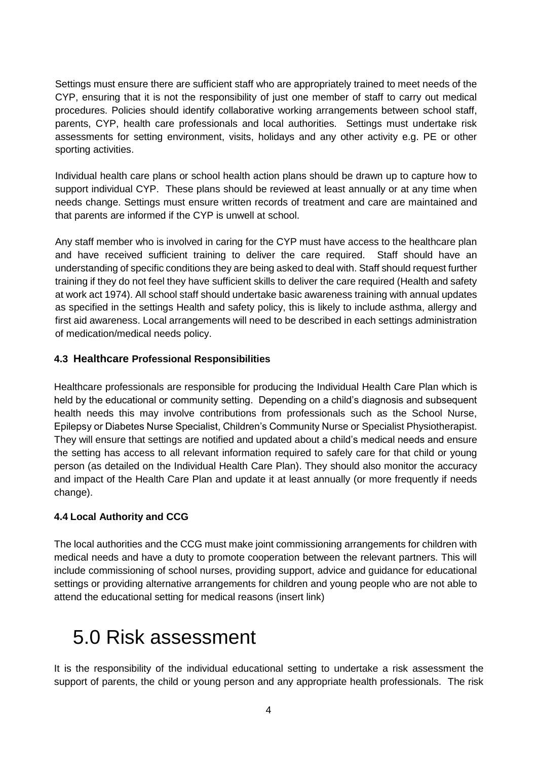Settings must ensure there are sufficient staff who are appropriately trained to meet needs of the CYP, ensuring that it is not the responsibility of just one member of staff to carry out medical procedures. Policies should identify collaborative working arrangements between school staff, parents, CYP, health care professionals and local authorities. Settings must undertake risk assessments for setting environment, visits, holidays and any other activity e.g. PE or other sporting activities.

Individual health care plans or school health action plans should be drawn up to capture how to support individual CYP. These plans should be reviewed at least annually or at any time when needs change. Settings must ensure written records of treatment and care are maintained and that parents are informed if the CYP is unwell at school.

Any staff member who is involved in caring for the CYP must have access to the healthcare plan and have received sufficient training to deliver the care required. Staff should have an understanding of specific conditions they are being asked to deal with. Staff should request further training if they do not feel they have sufficient skills to deliver the care required (Health and safety at work act 1974). All school staff should undertake basic awareness training with annual updates as specified in the settings Health and safety policy, this is likely to include asthma, allergy and first aid awareness. Local arrangements will need to be described in each settings administration of medication/medical needs policy.

### 4.3 Healthcare Professional Responsibilities

Healthcare professionals are responsible for producing the Individual Health Care Plan which is held by the educational or community setting. Depending on a child's diagnosis and subsequent health needs this may involve contributions from professionals such as the School Nurse, Epilepsy or Diabetes Nurse Specialist, Children's Community Nurse or Specialist Physiotherapist. They will ensure that settings are notified and updated about a child's medical needs and ensure the setting has access to all relevant information required to safely care for that child or young person (as detailed on the Individual Health Care Plan). They should also monitor the accuracy and impact of the Health Care Plan and update it at least annually (or more frequently if needs change).

### 4.4 Local Authority and CCG

The local authorities and the CCG must make joint commissioning arrangements for children with medical needs and have a duty to promote cooperation between the relevant partners. This will include commissioning of school nurses, providing support, advice and guidance for educational settings or providing alternative arrangements for children and young people who are not able to attend the educational setting for medical reasons (insert link)

# 5.0 Risk assessment

It is the responsibility of the individual educational setting to undertake a risk assessment the support of parents, the child or young person and any appropriate health professionals. The risk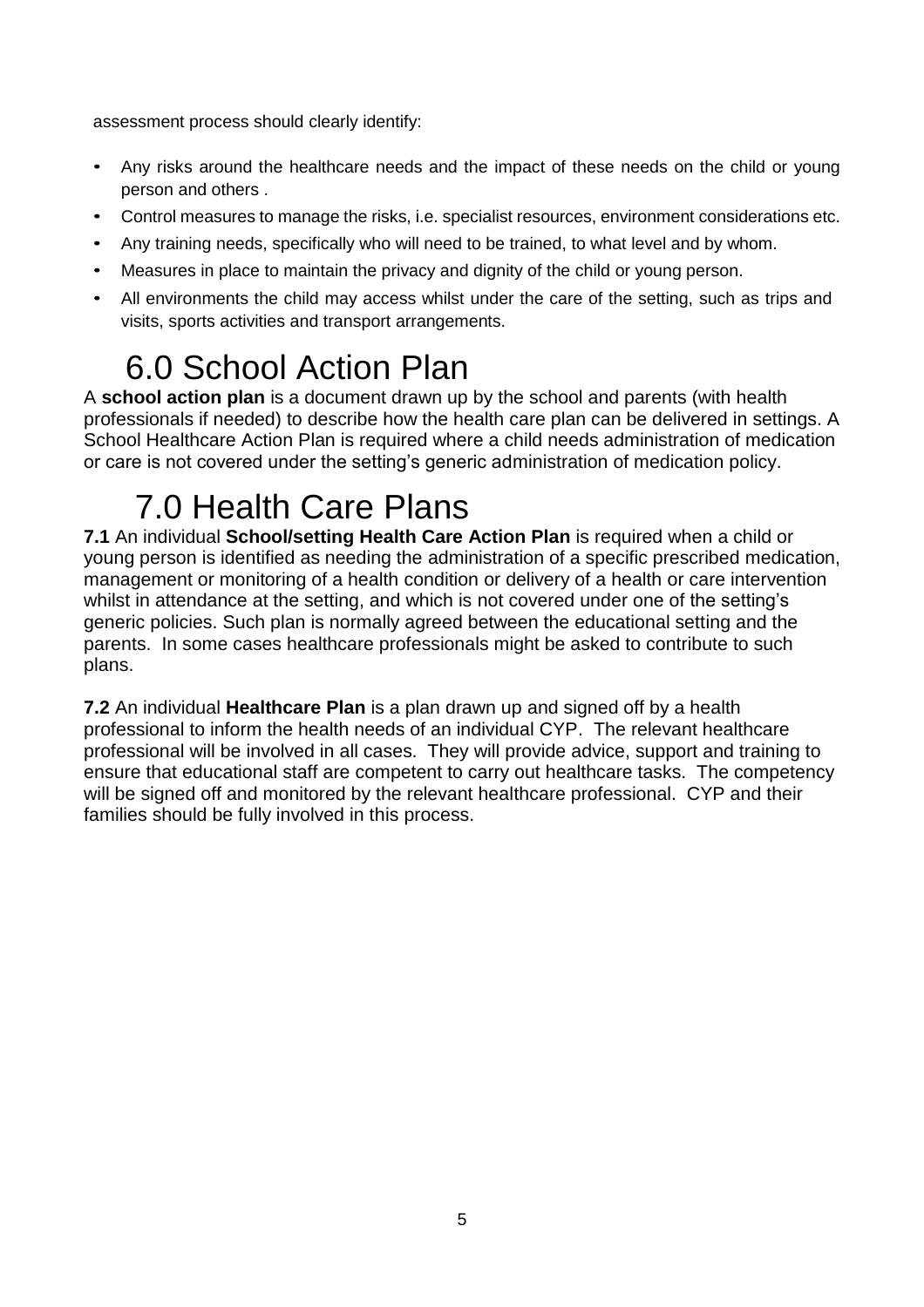assessment process should clearly identify:

- Any risks around the healthcare needs and the impact of these needs on the child or young person and others .
- Control measures to manage the risks, i.e. specialist resources, environment considerations etc.
- Any training needs, specifically who will need to be trained, to what level and by whom.
- Measures in place to maintain the privacy and dignity of the child or young person.
- All environments the child may access whilst under the care of the setting, such as trips and visits, sports activities and transport arrangements.

# 6.0 School Action Plan

A **school action plan** is a document drawn up by the school and parents (with health professionals if needed) to describe how the health care plan can be delivered in settings. A School Healthcare Action Plan is required where a child needs administration of medication or care is not covered under the setting's generic administration of medication policy.

# 7.0 Health Care Plans

**7.1** An individual **School/setting Health Care Action Plan** is required when a child or young person is identified as needing the administration of a specific prescribed medication, management or monitoring of a health condition or delivery of a health or care intervention whilst in attendance at the setting, and which is not covered under one of the setting's generic policies. Such plan is normally agreed between the educational setting and the parents. In some cases healthcare professionals might be asked to contribute to such plans.

**7.2** An individual **Healthcare Plan** is a plan drawn up and signed off by a health professional to inform the health needs of an individual CYP. The relevant healthcare professional will be involved in all cases. They will provide advice, support and training to ensure that educational staff are competent to carry out healthcare tasks. The competency will be signed off and monitored by the relevant healthcare professional. CYP and their families should be fully involved in this process.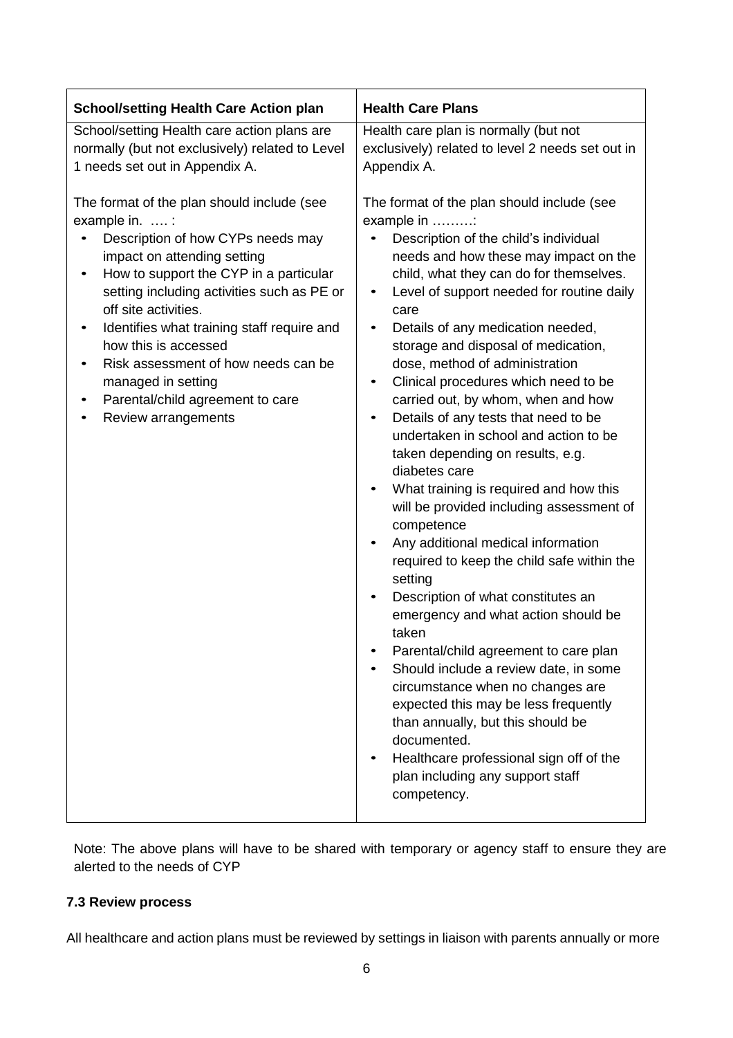| School/setting Health Care Action plan | Health Care Plans |
|---|---|
| School/setting Health care action plans are normally (but not exclusively) related to Level 1 needs set out in Appendix A.<br><br>The format of the plan should include (see example in. …. :<br>• Description of how CYPs needs may impact on attending setting<br>• How to support the CYP in a particular setting including activities such as PE or off site activities.<br>• Identifies what training staff require and how this is accessed<br>• Risk assessment of how needs can be managed in setting<br>• Parental/child agreement to care<br>• Review arrangements | Health care plan is normally (but not exclusively) related to level 2 needs set out in Appendix A.<br><br>The format of the plan should include (see example in ………:<br>• Description of the child's individual needs and how these may impact on the child, what they can do for themselves.<br>• Level of support needed for routine daily care<br>• Details of any medication needed, storage and disposal of medication, dose, method of administration<br>• Clinical procedures which need to be carried out, by whom, when and how<br>• Details of any tests that need to be undertaken in school and action to be taken depending on results, e.g. diabetes care<br>• What training is required and how this will be provided including assessment of competence<br>• Any additional medical information required to keep the child safe within the setting<br>• Description of what constitutes an emergency and what action should be taken<br>• Parental/child agreement to care plan<br>• Should include a review date, in some circumstance when no changes are expected this may be less frequently than annually, but this should be documented.<br>• Healthcare professional sign off of the plan including any support staff competency. |

Note: The above plans will have to be shared with temporary or agency staff to ensure they are alerted to the needs of CYP

### 7.3 Review process

All healthcare and action plans must be reviewed by settings in liaison with parents annually or more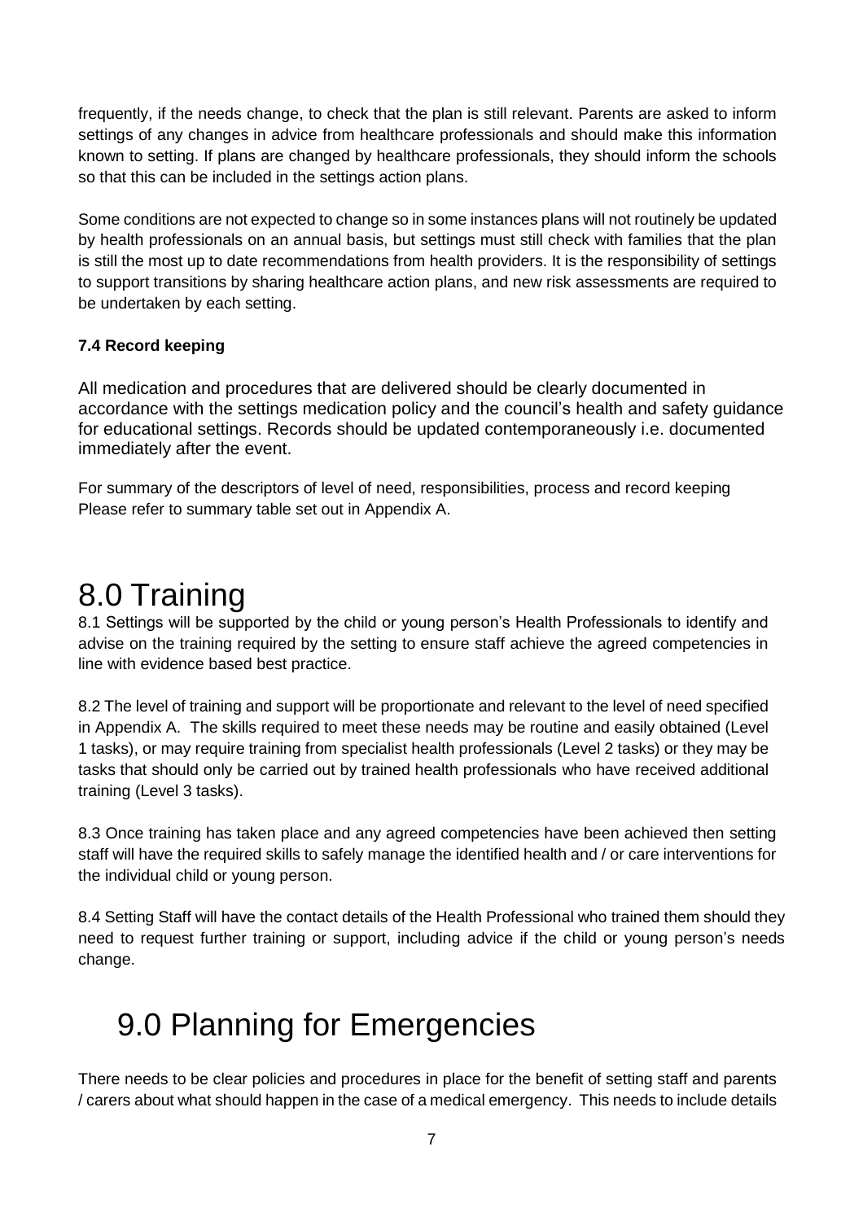frequently, if the needs change, to check that the plan is still relevant. Parents are asked to inform settings of any changes in advice from healthcare professionals and should make this information known to setting. If plans are changed by healthcare professionals, they should inform the schools so that this can be included in the settings action plans.

Some conditions are not expected to change so in some instances plans will not routinely be updated by health professionals on an annual basis, but settings must still check with families that the plan is still the most up to date recommendations from health providers. It is the responsibility of settings to support transitions by sharing healthcare action plans, and new risk assessments are required to be undertaken by each setting.

### 7.4 Record keeping

All medication and procedures that are delivered should be clearly documented in accordance with the settings medication policy and the council's health and safety guidance for educational settings. Records should be updated contemporaneously i.e. documented immediately after the event.

For summary of the descriptors of level of need, responsibilities, process and record keeping Please refer to summary table set out in Appendix A.

# 8.0 Training

8.1 Settings will be supported by the child or young person's Health Professionals to identify and advise on the training required by the setting to ensure staff achieve the agreed competencies in line with evidence based best practice.

8.2 The level of training and support will be proportionate and relevant to the level of need specified in Appendix A. The skills required to meet these needs may be routine and easily obtained (Level 1 tasks), or may require training from specialist health professionals (Level 2 tasks) or they may be tasks that should only be carried out by trained health professionals who have received additional training (Level 3 tasks).

8.3 Once training has taken place and any agreed competencies have been achieved then setting staff will have the required skills to safely manage the identified health and / or care interventions for the individual child or young person.

8.4 Setting Staff will have the contact details of the Health Professional who trained them should they need to request further training or support, including advice if the child or young person's needs change.

# 9.0 Planning for Emergencies

There needs to be clear policies and procedures in place for the benefit of setting staff and parents / carers about what should happen in the case of a medical emergency. This needs to include details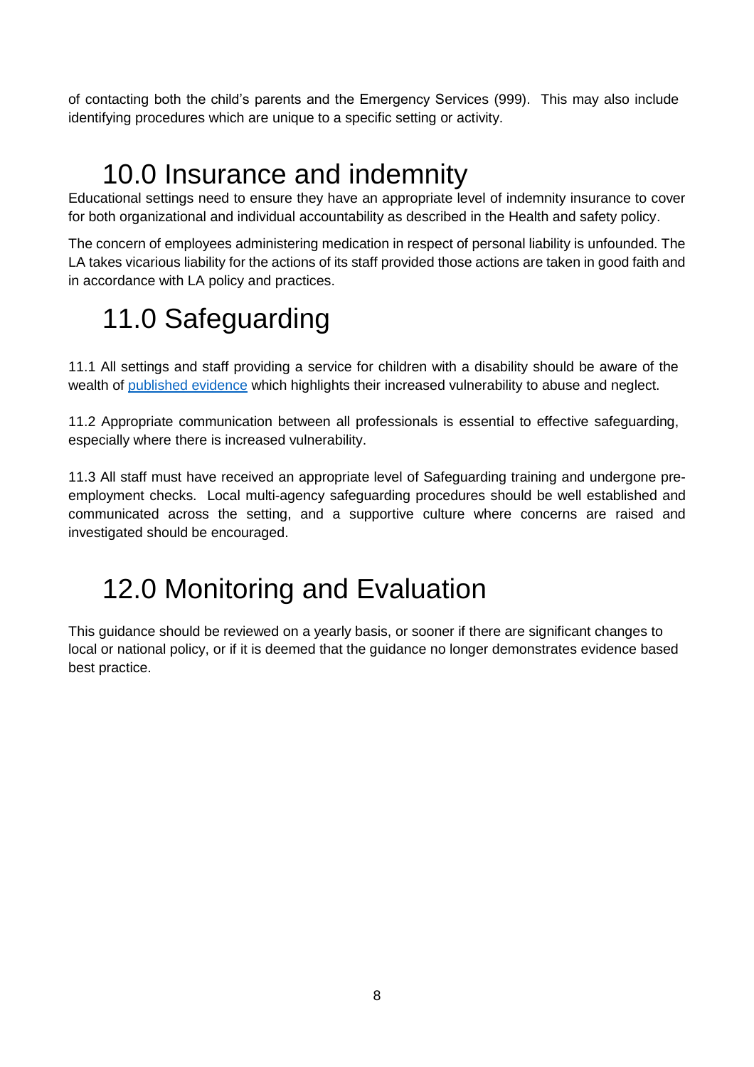of contacting both the child's parents and the Emergency Services (999). This may also include identifying procedures which are unique to a specific setting or activity.

# 10.0 Insurance and indemnity

Educational settings need to ensure they have an appropriate level of indemnity insurance to cover for both organizational and individual accountability as described in the Health and safety policy.

The concern of employees administering medication in respect of personal liability is unfounded. The LA takes vicarious liability for the actions of its staff provided those actions are taken in good faith and in accordance with LA policy and practices.

# 11.0 Safeguarding

11.1 All settings and staff providing a service for children with a disability should be aware of the wealth of published evidence which highlights their increased vulnerability to abuse and neglect.

11.2 Appropriate communication between all professionals is essential to effective safeguarding, especially where there is increased vulnerability.

11.3 All staff must have received an appropriate level of Safeguarding training and undergone pre-employment checks. Local multi-agency safeguarding procedures should be well established and communicated across the setting, and a supportive culture where concerns are raised and investigated should be encouraged.

# 12.0 Monitoring and Evaluation

This guidance should be reviewed on a yearly basis, or sooner if there are significant changes to local or national policy, or if it is deemed that the guidance no longer demonstrates evidence based best practice.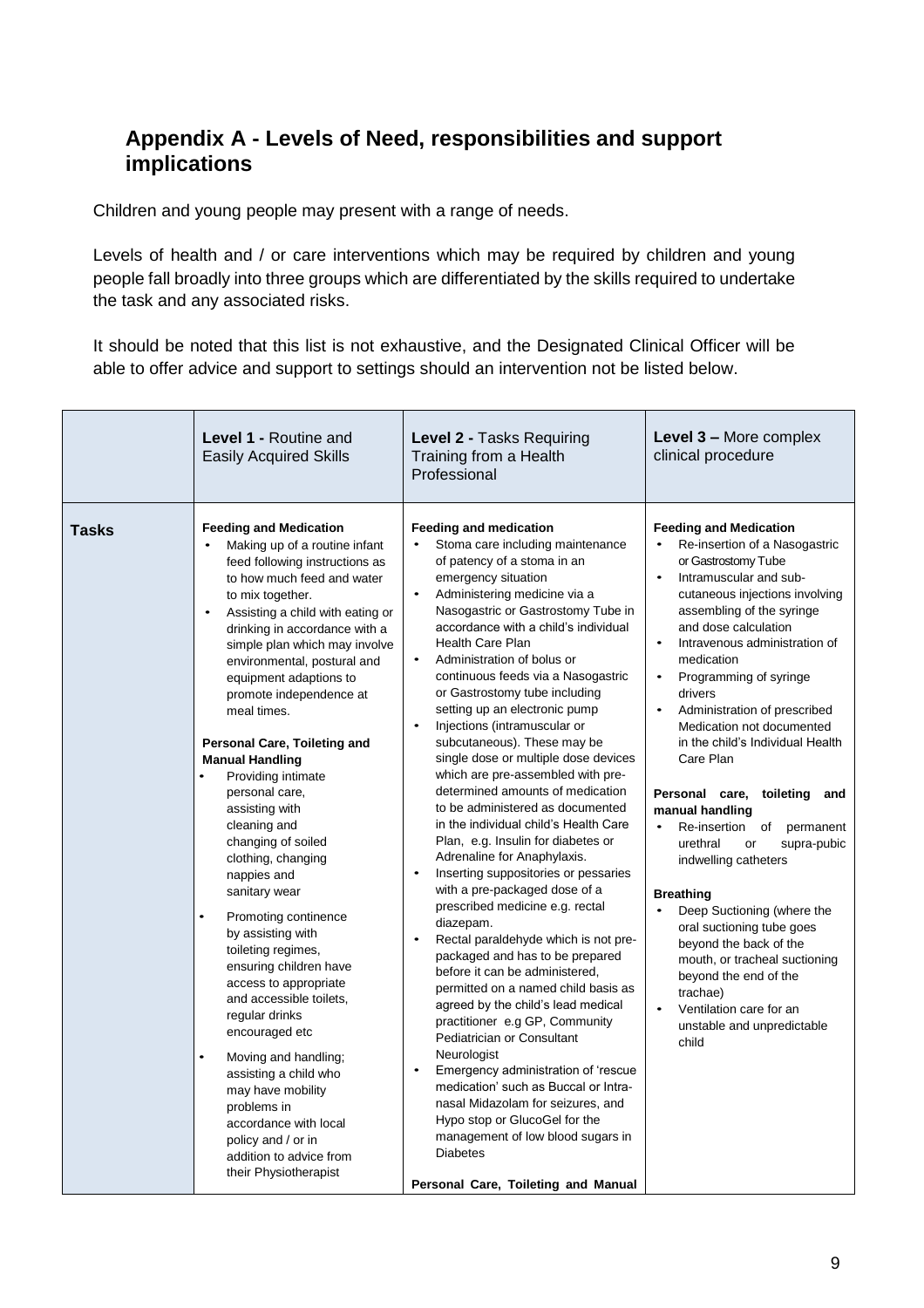## Appendix A - Levels of Need, responsibilities and support implications

Children and young people may present with a range of needs.

Levels of health and / or care interventions which may be required by children and young people fall broadly into three groups which are differentiated by the skills required to undertake the task and any associated risks.

It should be noted that this list is not exhaustive, and the Designated Clinical Officer will be able to offer advice and support to settings should an intervention not be listed below.

| | **Level 1 -** Routine and Easily Acquired Skills | **Level 2 -** Tasks Requiring Training from a Health Professional | **Level 3 –** More complex clinical procedure |
|---|---|---|---|
| **Tasks** | **Feeding and Medication**<br>• Making up of a routine infant feed following instructions as to how much feed and water to mix together.<br>• Assisting a child with eating or drinking in accordance with a simple plan which may involve environmental, postural and equipment adaptions to promote independence at meal times.<br><br>**Personal Care, Toileting and Manual Handling**<br>• Providing intimate personal care, assisting with cleaning and changing of soiled clothing, changing nappies and sanitary wear<br>• Promoting continence by assisting with toileting regimes, ensuring children have access to appropriate and accessible toilets, regular drinks encouraged etc<br>• Moving and handling; assisting a child who may have mobility problems in accordance with local policy and / or in addition to advice from their Physiotherapist | **Feeding and medication**<br>• Stoma care including maintenance of patency of a stoma in an emergency situation<br>• Administering medicine via a Nasogastric or Gastrostomy Tube in accordance with a child's individual Health Care Plan<br>• Administration of bolus or continuous feeds via a Nasogastric or Gastrostomy tube including setting up an electronic pump<br>• Injections (intramuscular or subcutaneous). These may be single dose or multiple dose devices which are pre-assembled with pre-determined amounts of medication to be administered as documented in the individual child's Health Care Plan, e.g. Insulin for diabetes or Adrenaline for Anaphylaxis.<br>• Inserting suppositories or pessaries with a pre-packaged dose of a prescribed medicine e.g. rectal diazepam.<br>• Rectal paraldehyde which is not pre-packaged and has to be prepared before it can be administered, permitted on a named child basis as agreed by the child's lead medical practitioner e.g GP, Community Pediatrician or Consultant Neurologist<br>• Emergency administration of 'rescue medication' such as Buccal or Intra-nasal Midazolam for seizures, and Hypo stop or GlucoGel for the management of low blood sugars in Diabetes<br><br>**Personal Care, Toileting and Manual** | **Feeding and Medication**<br>• Re-insertion of a Nasogastric or Gastrostomy Tube<br>• Intramuscular and sub-cutaneous injections involving assembling of the syringe and dose calculation<br>• Intravenous administration of medication<br>• Programming of syringe drivers<br>• Administration of prescribed Medication not documented in the child's Individual Health Care Plan<br><br>**Personal care, toileting and manual handling**<br>• Re-insertion of permanent urethral or supra-pubic indwelling catheters<br><br>**Breathing**<br>• Deep Suctioning (where the oral suctioning tube goes beyond the back of the mouth, or tracheal suctioning beyond the end of the trachae)<br>• Ventilation care for an unstable and unpredictable child |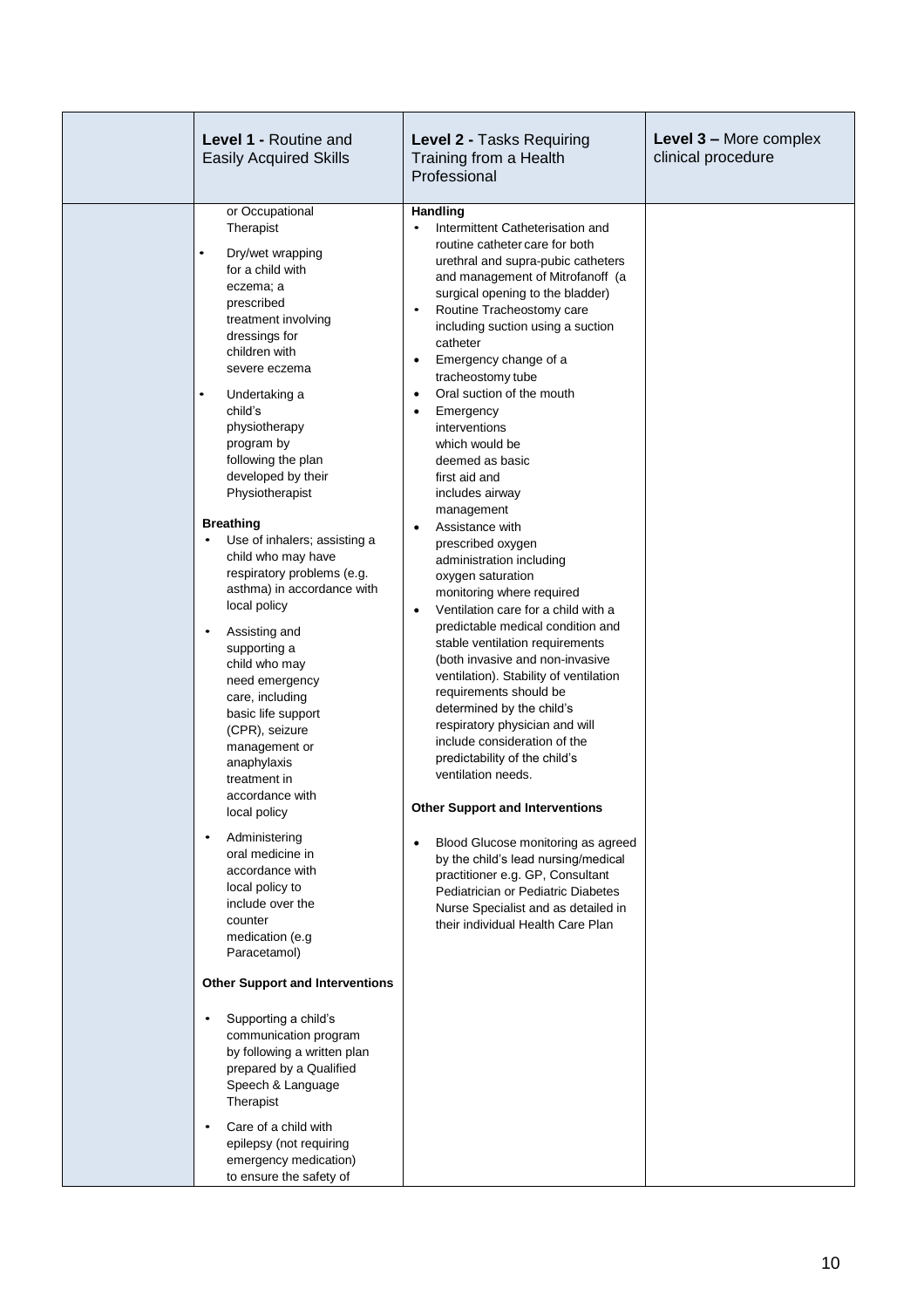| | Level 1 - Routine and Easily Acquired Skills | Level 2 - Tasks Requiring Training from a Health Professional | Level 3 – More complex clinical procedure |
|---|---|---|---|
| | or Occupational Therapist<br><br>• Dry/wet wrapping for a child with eczema; a prescribed treatment involving dressings for children with severe eczema<br><br>• Undertaking a child's physiotherapy program by following the plan developed by their Physiotherapist<br><br>**Breathing**<br>• Use of inhalers; assisting a child who may have respiratory problems (e.g. asthma) in accordance with local policy<br><br>• Assisting and supporting a child who may need emergency care, including basic life support (CPR), seizure management or anaphylaxis treatment in accordance with local policy<br><br>• Administering oral medicine in accordance with local policy to include over the counter medication (e.g Paracetamol)<br><br>**Other Support and Interventions**<br><br>• Supporting a child's communication program by following a written plan prepared by a Qualified Speech & Language Therapist<br><br>• Care of a child with epilepsy (not requiring emergency medication) to ensure the safety of | **Handling**<br>• Intermittent Catheterisation and routine catheter care for both urethral and supra-pubic catheters and management of Mitrofanoff (a surgical opening to the bladder)<br>• Routine Tracheostomy care including suction using a suction catheter<br>• Emergency change of a tracheostomy tube<br>• Oral suction of the mouth<br>• Emergency interventions which would be deemed as basic first aid and includes airway management<br>• Assistance with prescribed oxygen administration including oxygen saturation monitoring where required<br>• Ventilation care for a child with a predictable medical condition and stable ventilation requirements (both invasive and non-invasive ventilation). Stability of ventilation requirements should be determined by the child's respiratory physician and will include consideration of the predictability of the child's ventilation needs.<br><br>**Other Support and Interventions**<br><br>• Blood Glucose monitoring as agreed by the child's lead nursing/medical practitioner e.g. GP, Consultant Pediatrician or Pediatric Diabetes Nurse Specialist and as detailed in their individual Health Care Plan | |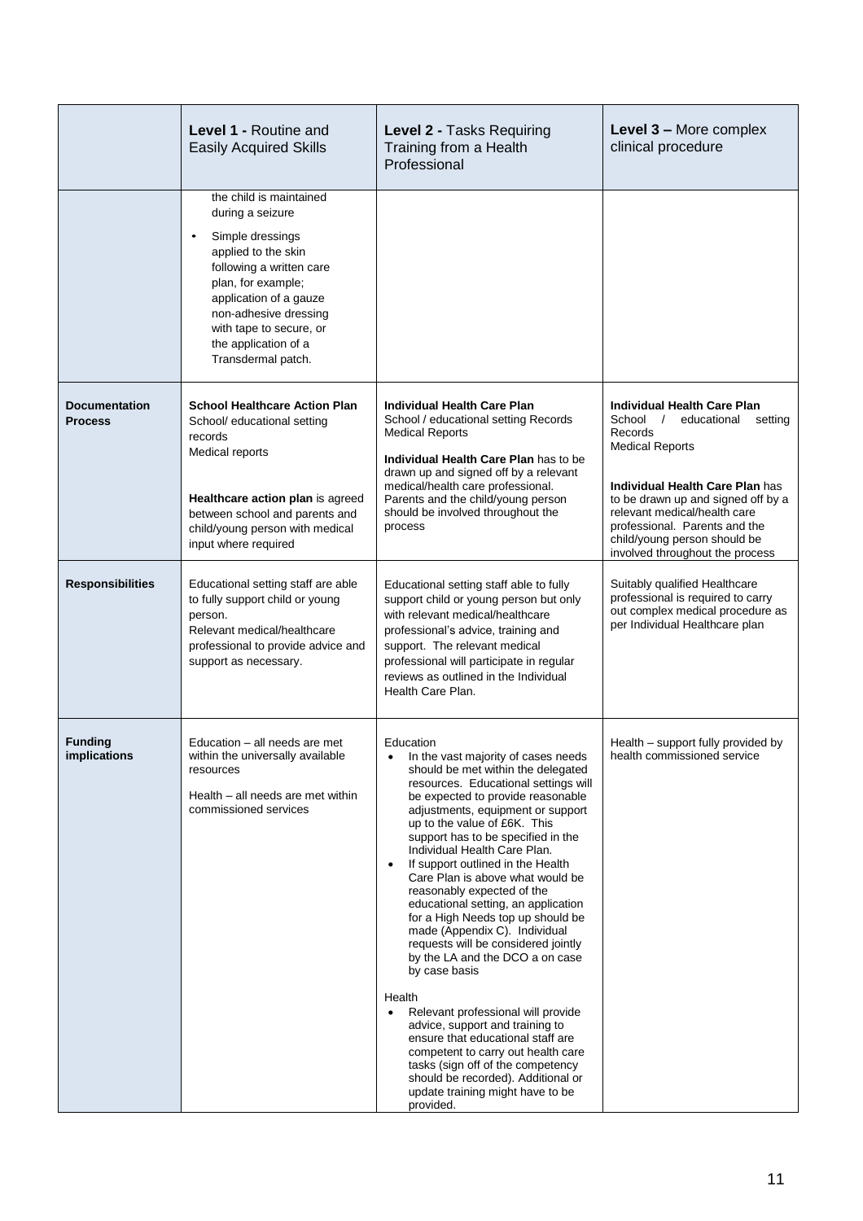| | **Level 1 -** Routine and Easily Acquired Skills | **Level 2 -** Tasks Requiring Training from a Health Professional | **Level 3 –** More complex clinical procedure |
|---|---|---|---|
| | the child is maintained during a seizure<br>• Simple dressings applied to the skin following a written care plan, for example; application of a gauze non-adhesive dressing with tape to secure, or the application of a Transdermal patch. | | |
| **Documentation Process** | **School Healthcare Action Plan**<br>School/ educational setting records<br>Medical reports<br><br>**Healthcare action plan** is agreed between school and parents and child/young person with medical input where required | **Individual Health Care Plan**<br>School / educational setting Records<br>Medical Reports<br><br>**Individual Health Care Plan** has to be drawn up and signed off by a relevant medical/health care professional. Parents and the child/young person should be involved throughout the process | **Individual Health Care Plan**<br>School / educational setting Records<br>Medical Reports<br><br>**Individual Health Care Plan** has to be drawn up and signed off by a relevant medical/health care professional. Parents and the child/young person should be involved throughout the process |
| **Responsibilities** | Educational setting staff are able to fully support child or young person.<br>Relevant medical/healthcare professional to provide advice and support as necessary. | Educational setting staff able to fully support child or young person but only with relevant medical/healthcare professional's advice, training and support. The relevant medical professional will participate in regular reviews as outlined in the Individual Health Care Plan. | Suitably qualified Healthcare professional is required to carry out complex medical procedure as per Individual Healthcare plan |
| **Funding implications** | Education – all needs are met within the universally available resources<br><br>Health – all needs are met within commissioned services | Education<br>• In the vast majority of cases needs should be met within the delegated resources. Educational settings will be expected to provide reasonable adjustments, equipment or support up to the value of £6K. This support has to be specified in the Individual Health Care Plan.<br>• If support outlined in the Health Care Plan is above what would be reasonably expected of the educational setting, an application for a High Needs top up should be made (Appendix C). Individual requests will be considered jointly by the LA and the DCO a on case by case basis<br><br>Health<br>• Relevant professional will provide advice, support and training to ensure that educational staff are competent to carry out health care tasks (sign off of the competency should be recorded). Additional or update training might have to be provided. | Health – support fully provided by health commissioned service |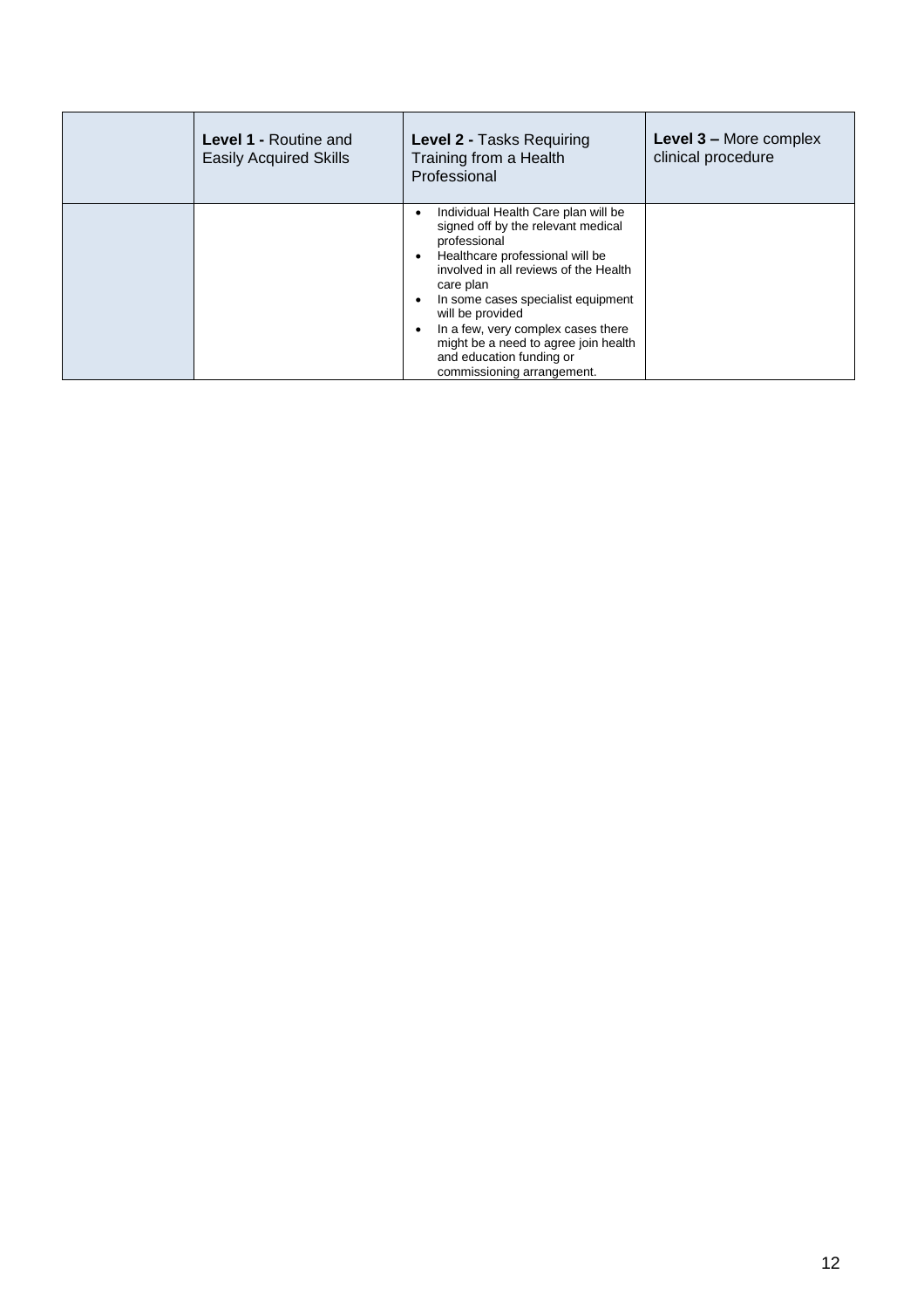| | **Level 1 -** Routine and Easily Acquired Skills | **Level 2 -** Tasks Requiring Training from a Health Professional | **Level 3 –** More complex clinical procedure |
|---|---|---|---|
| | | • Individual Health Care plan will be signed off by the relevant medical professional<br>• Healthcare professional will be involved in all reviews of the Health care plan<br>• In some cases specialist equipment will be provided<br>• In a few, very complex cases there might be a need to agree join health and education funding or commissioning arrangement. | |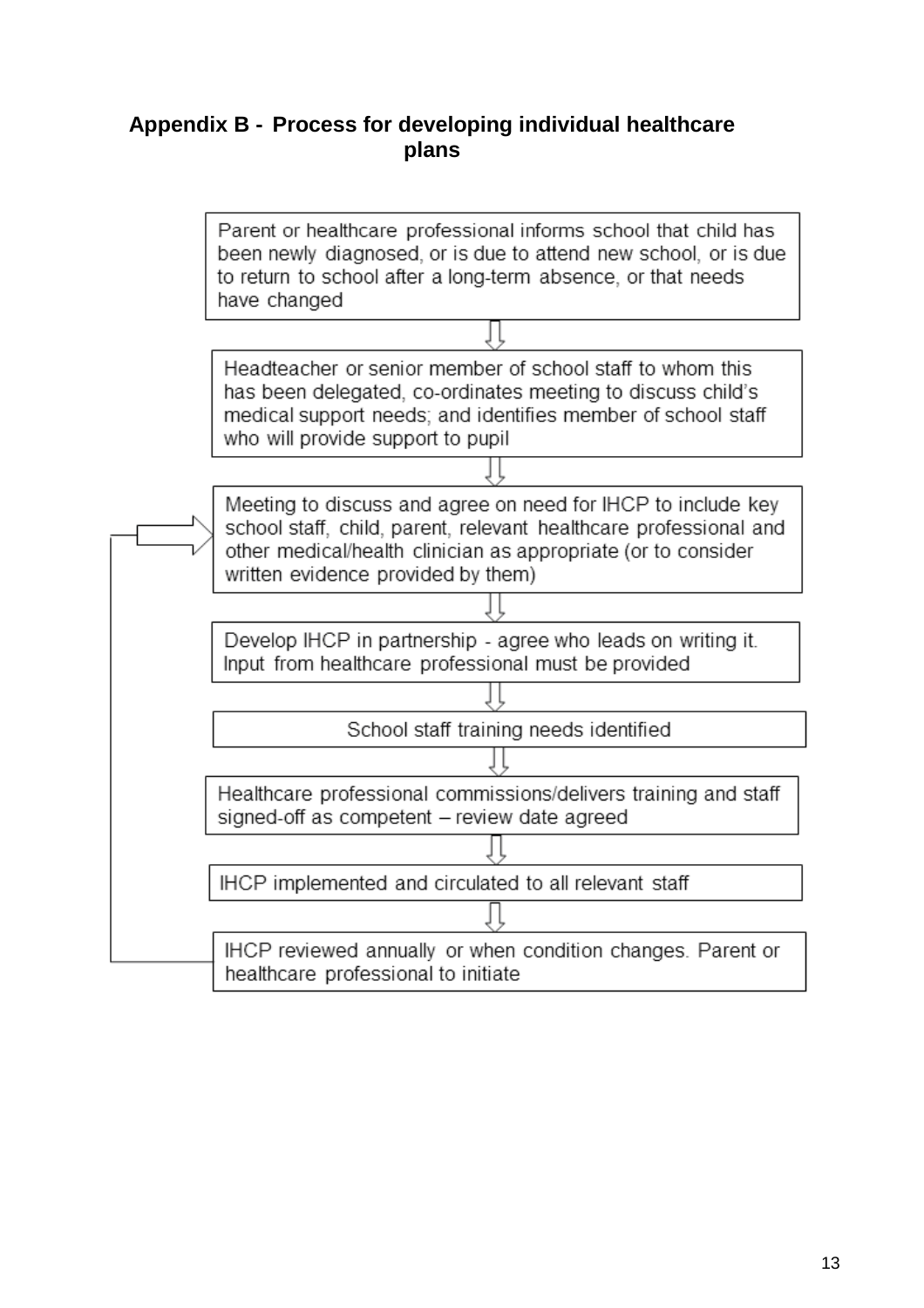## Appendix B - Process for developing individual healthcare plans

Parent or healthcare professional informs school that child has been newly diagnosed, or is due to attend new school, or is due to return to school after a long-term absence, or that needs have changed

⇩

Headteacher or senior member of school staff to whom this has been delegated, co-ordinates meeting to discuss child's medical support needs; and identifies member of school staff who will provide support to pupil

⇩

Meeting to discuss and agree on need for IHCP to include key school staff, child, parent, relevant healthcare professional and other medical/health clinician as appropriate (or to consider written evidence provided by them)

⇩

Develop IHCP in partnership - agree who leads on writing it. Input from healthcare professional must be provided

⇩

School staff training needs identified

⇩

Healthcare professional commissions/delivers training and staff signed-off as competent – review date agreed

⇩

IHCP implemented and circulated to all relevant staff

⇩

IHCP reviewed annually or when condition changes. Parent or healthcare professional to initiate (loops back to the meeting to discuss and agree on need for IHCP)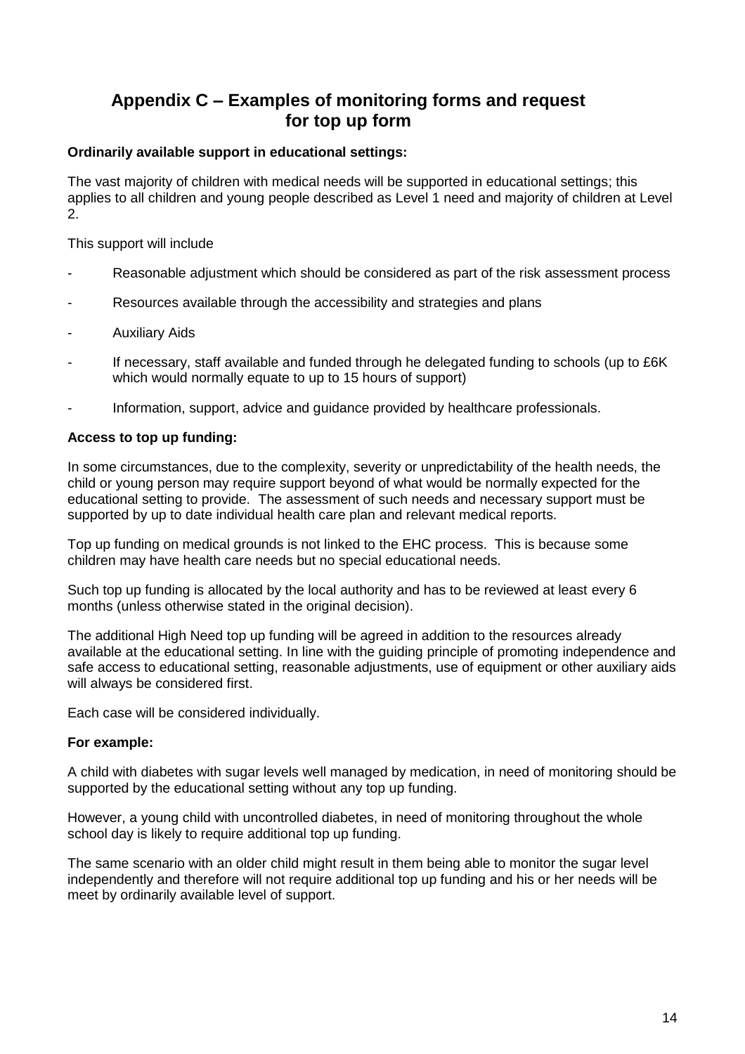## Appendix C – Examples of monitoring forms and request for top up form

**Ordinarily available support in educational settings:**

The vast majority of children with medical needs will be supported in educational settings; this applies to all children and young people described as Level 1 need and majority of children at Level 2.

This support will include

- Reasonable adjustment which should be considered as part of the risk assessment process
- Resources available through the accessibility and strategies and plans
- Auxiliary Aids
- If necessary, staff available and funded through he delegated funding to schools (up to £6K which would normally equate to up to 15 hours of support)
- Information, support, advice and guidance provided by healthcare professionals.

**Access to top up funding:**

In some circumstances, due to the complexity, severity or unpredictability of the health needs, the child or young person may require support beyond of what would be normally expected for the educational setting to provide. The assessment of such needs and necessary support must be supported by up to date individual health care plan and relevant medical reports.

Top up funding on medical grounds is not linked to the EHC process. This is because some children may have health care needs but no special educational needs.

Such top up funding is allocated by the local authority and has to be reviewed at least every 6 months (unless otherwise stated in the original decision).

The additional High Need top up funding will be agreed in addition to the resources already available at the educational setting. In line with the guiding principle of promoting independence and safe access to educational setting, reasonable adjustments, use of equipment or other auxiliary aids will always be considered first.

Each case will be considered individually.

**For example:**

A child with diabetes with sugar levels well managed by medication, in need of monitoring should be supported by the educational setting without any top up funding.

However, a young child with uncontrolled diabetes, in need of monitoring throughout the whole school day is likely to require additional top up funding.

The same scenario with an older child might result in them being able to monitor the sugar level independently and therefore will not require additional top up funding and his or her needs will be meet by ordinarily available level of support.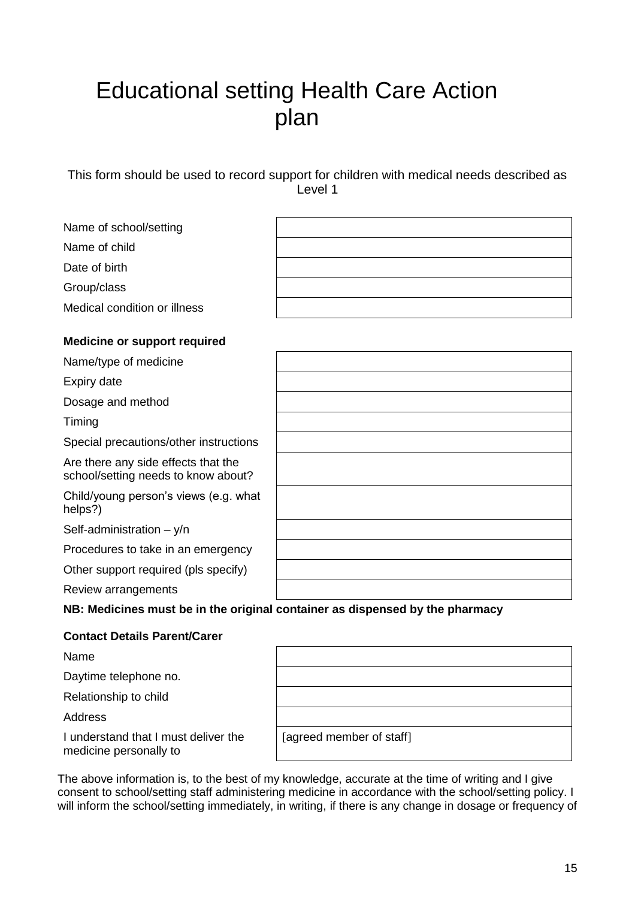# Educational setting Health Care Action plan

This form should be used to record support for children with medical needs described as Level 1

| | |
|---|---|
| Name of school/setting | |
| Name of child | |
| Date of birth | |
| Group/class | |
| Medical condition or illness | |

**Medicine or support required**

| | |
|---|---|
| Name/type of medicine | |
| Expiry date | |
| Dosage and method | |
| Timing | |
| Special precautions/other instructions | |
| Are there any side effects that the school/setting needs to know about? | |
| Child/young person's views (e.g. what helps?) | |
| Self-administration – y/n | |
| Procedures to take in an emergency | |
| Other support required (pls specify) | |
| Review arrangements | |

**NB: Medicines must be in the original container as dispensed by the pharmacy**

**Contact Details Parent/Carer**

| | |
|---|---|
| Name | |
| Daytime telephone no. | |
| Relationship to child | |
| Address | |
| I understand that I must deliver the medicine personally to | [agreed member of staff] |

The above information is, to the best of my knowledge, accurate at the time of writing and I give consent to school/setting staff administering medicine in accordance with the school/setting policy. I will inform the school/setting immediately, in writing, if there is any change in dosage or frequency of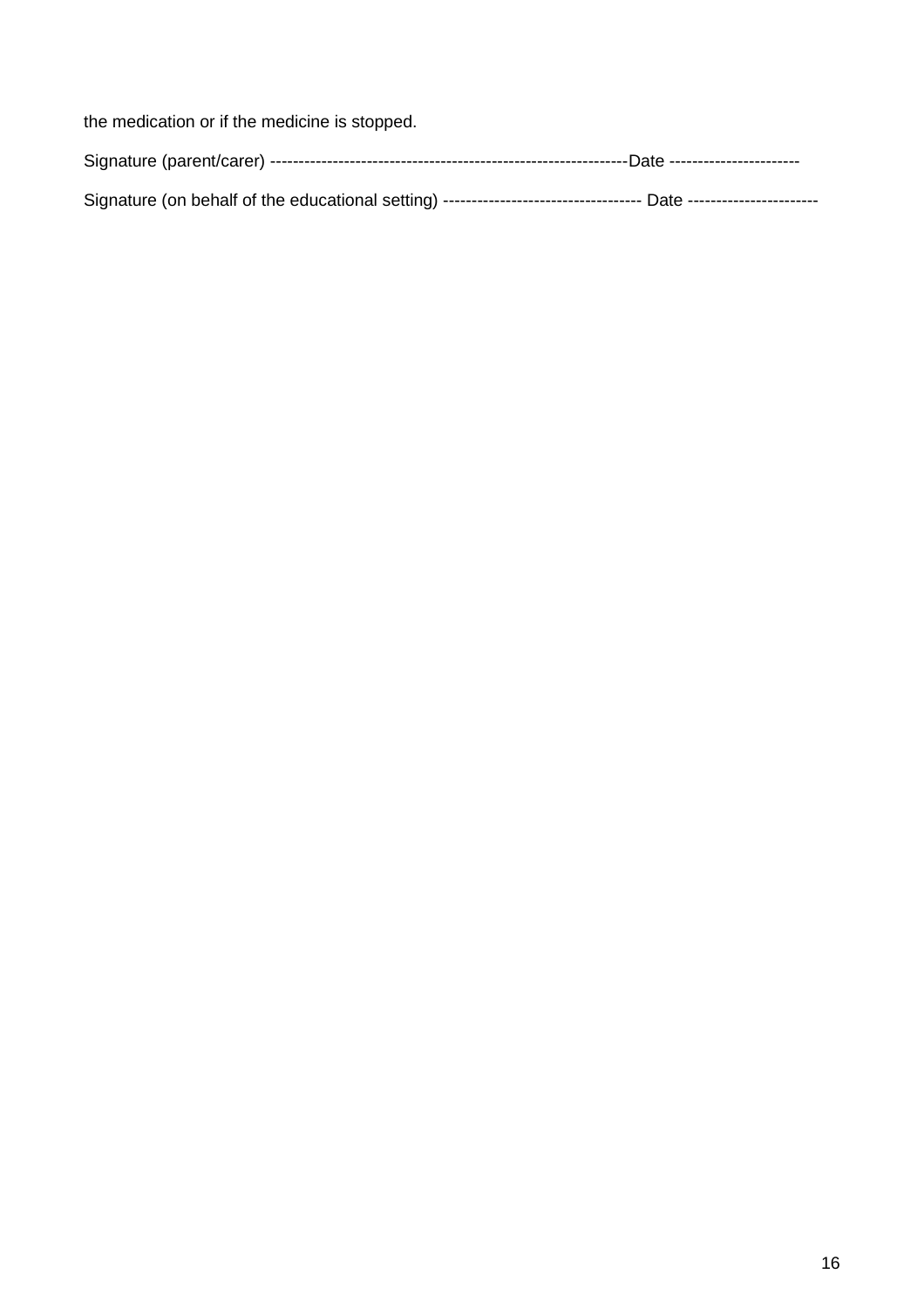the medication or if the medicine is stopped.

Signature (parent/carer) ---------------------------------------------------------------Date ----------------------

Signature (on behalf of the educational setting) ---------------------------------- Date ----------------------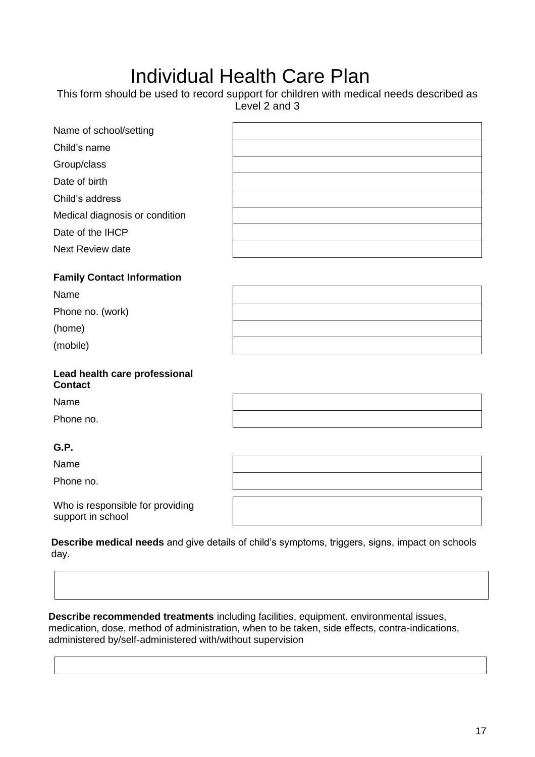# Individual Health Care Plan

This form should be used to record support for children with medical needs described as Level 2 and 3

| | |
|---|---|
| Name of school/setting | |
| Child's name | |
| Group/class | |
| Date of birth | |
| Child's address | |
| Medical diagnosis or condition | |
| Date of the IHCP | |
| Next Review date | |

**Family Contact Information**

| | |
|---|---|
| Name | |
| Phone no. (work) | |
| (home) | |
| (mobile) | |

**Lead health care professional Contact**

| | |
|---|---|
| Name | |
| Phone no. | |

**G.P.**

| | |
|---|---|
| Name | |
| Phone no. | |

| | |
|---|---|
| Who is responsible for providing support in school | |

**Describe medical needs** and give details of child's symptoms, triggers, signs, impact on schools day.

| |
|---|
| |

**Describe recommended treatments** including facilities, equipment, environmental issues, medication, dose, method of administration, when to be taken, side effects, contra-indications, administered by/self-administered with/without supervision

| |
|---|
| |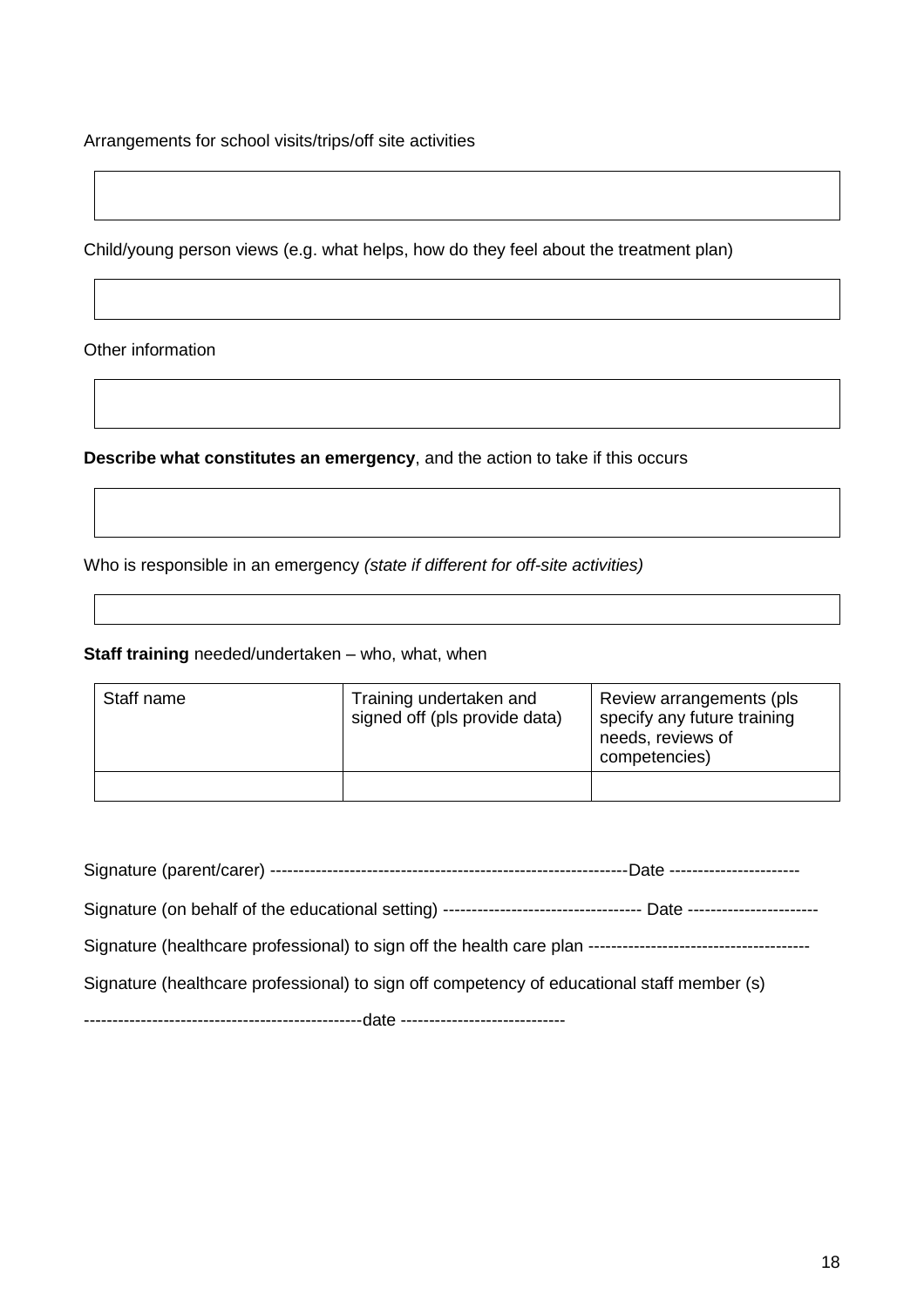Arrangements for school visits/trips/off site activities

Child/young person views (e.g. what helps, how do they feel about the treatment plan)

Other information

**Describe what constitutes an emergency**, and the action to take if this occurs

Who is responsible in an emergency *(state if different for off-site activities)*

**Staff training** needed/undertaken – who, what, when

| Staff name | Training undertaken and signed off (pls provide data) | Review arrangements (pls specify any future training needs, reviews of competencies) |
|---|---|---|
| | | |

Signature (parent/carer) --------------------------------------------------------------Date ----------------------

Signature (on behalf of the educational setting) ---------------------------------- Date ----------------------

Signature (healthcare professional) to sign off the health care plan --------------------------------------

Signature (healthcare professional) to sign off competency of educational staff member (s)

-------------------------------------------------date ----------------------------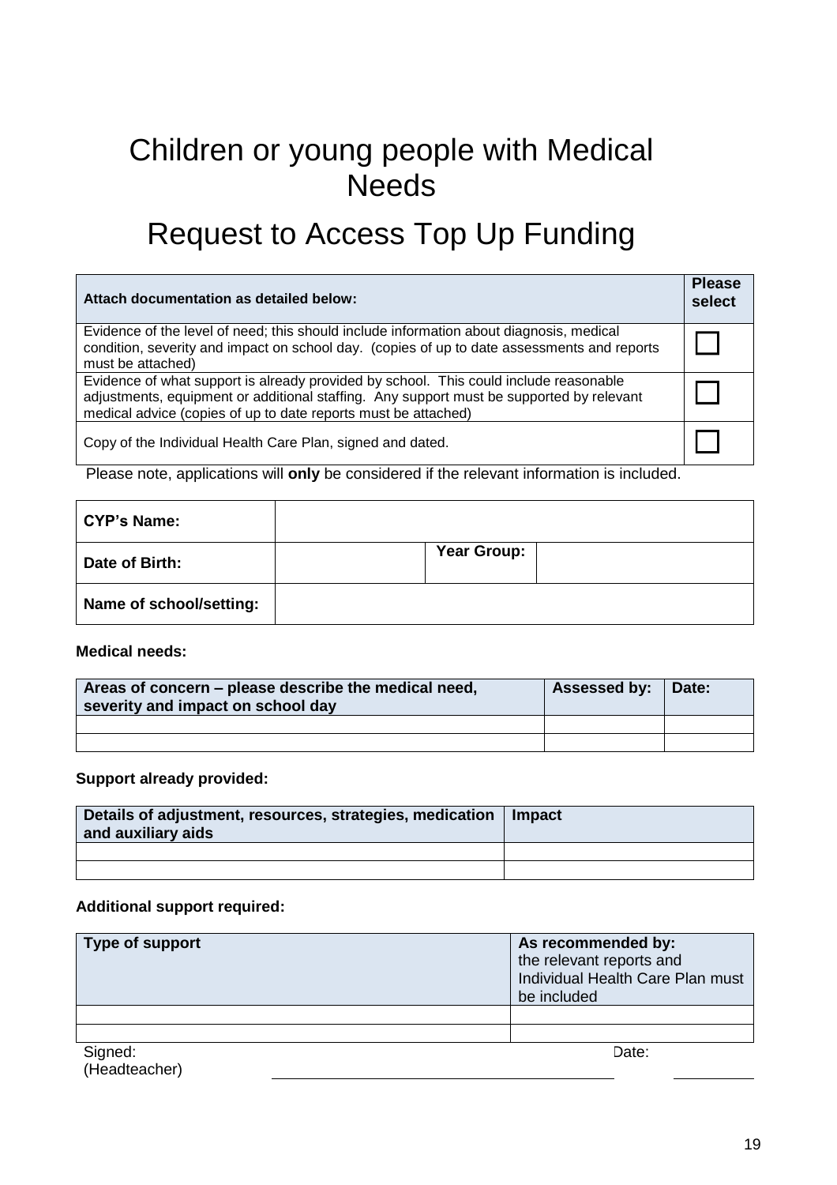# Children or young people with Medical Needs

# Request to Access Top Up Funding

| Attach documentation as detailed below: | Please select |
|---|---|
| Evidence of the level of need; this should include information about diagnosis, medical condition, severity and impact on school day. (copies of up to date assessments and reports must be attached) | ☐ |
| Evidence of what support is already provided by school. This could include reasonable adjustments, equipment or additional staffing. Any support must be supported by relevant medical advice (copies of up to date reports must be attached) | ☐ |
| Copy of the Individual Health Care Plan, signed and dated. | ☐ |

Please note, applications will **only** be considered if the relevant information is included.

| **CYP's Name:** | | | |
|---|---|---|---|
| **Date of Birth:** | | **Year Group:** | |
| **Name of school/setting:** | | | |

**Medical needs:**

| Areas of concern – please describe the medical need, severity and impact on school day | Assessed by: | Date: |
|---|---|---|
| | | |
| | | |

**Support already provided:**

| Details of adjustment, resources, strategies, medication and auxiliary aids | Impact |
|---|---|
| | |
| | |

**Additional support required:**

| Type of support | **As recommended by:** the relevant reports and Individual Health Care Plan must be included |
|---|---|
| | |
| | |

Signed: (Headteacher) ______________________________ Date: __________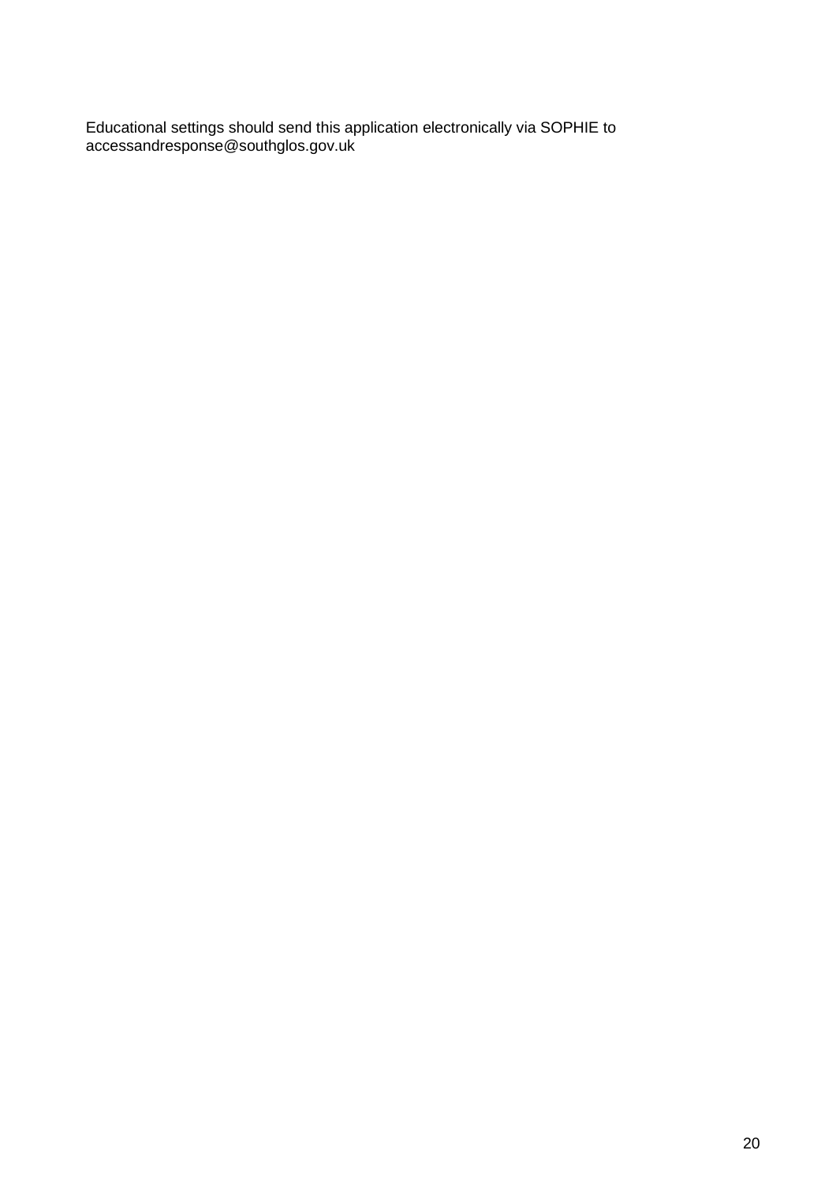Educational settings should send this application electronically via SOPHIE to accessandresponse@southglos.gov.uk